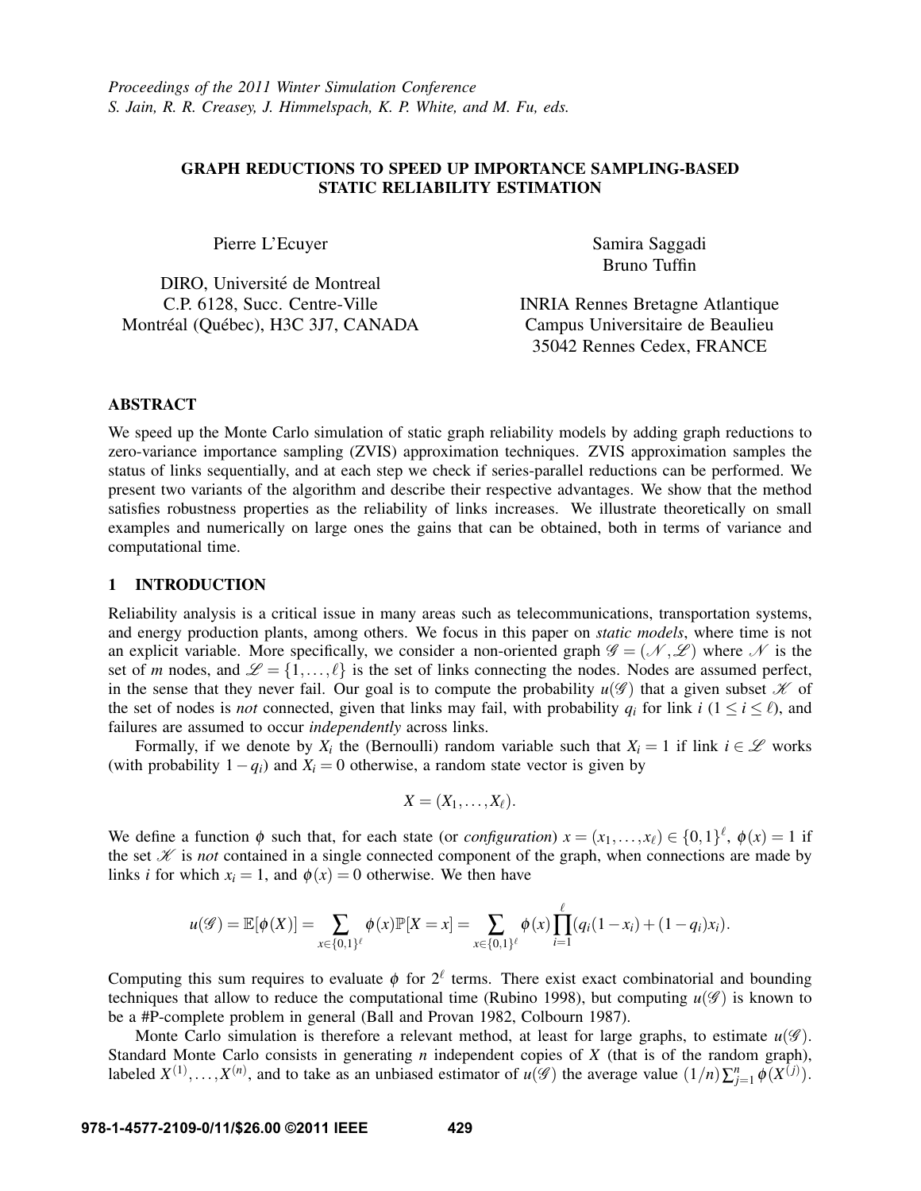# GRAPH REDUCTIONS TO SPEED UP IMPORTANCE SAMPLING-BASED STATIC RELIABILITY ESTIMATION

Pierre L'Ecuyer

DIRO, Université de Montreal
C.P. 6128, Succ. Centre-Ville
Montréal (Québec), H3C 3J7, CANADA

Samira Saggadi
Bruno Tuffin

INRIA Rennes Bretagne Atlantique
Campus Universitaire de Beaulieu
35042 Rennes Cedex, FRANCE

## ABSTRACT

We speed up the Monte Carlo simulation of static graph reliability models by adding graph reductions to zero-variance importance sampling (ZVIS) approximation techniques. ZVIS approximation samples the status of links sequentially, and at each step we check if series-parallel reductions can be performed. We present two variants of the algorithm and describe their respective advantages. We show that the method satisfies robustness properties as the reliability of links increases. We illustrate theoretically on small examples and numerically on large ones the gains that can be obtained, both in terms of variance and computational time.

## 1 INTRODUCTION

Reliability analysis is a critical issue in many areas such as telecommunications, transportation systems, and energy production plants, among others. We focus in this paper on *static models*, where time is not an explicit variable. More specifically, we consider a non-oriented graph $\mathscr{G} = (\mathscr{N}, \mathscr{L})$ where $\mathscr{N}$ is the set of $m$ nodes, and $\mathscr{L} = \{1, \ldots, \ell\}$ is the set of links connecting the nodes. Nodes are assumed perfect, in the sense that they never fail. Our goal is to compute the probability $u(\mathscr{G})$ that a given subset $\mathscr{K}$ of the set of nodes is *not* connected, given that links may fail, with probability $q_i$ for link $i$ ($1 \leq i \leq \ell$), and failures are assumed to occur *independently* across links.

Formally, if we denote by $X_i$ the (Bernoulli) random variable such that $X_i = 1$ if link $i \in \mathscr{L}$ works (with probability $1 - q_i$) and $X_i = 0$ otherwise, a random state vector is given by

$$X = (X_1, \ldots, X_\ell).$$

We define a function $\phi$ such that, for each state (or *configuration*) $x = (x_1, \ldots, x_\ell) \in \{0,1\}^\ell$, $\phi(x) = 1$ if the set $\mathscr{K}$ is *not* contained in a single connected component of the graph, when connections are made by links $i$ for which $x_i = 1$, and $\phi(x) = 0$ otherwise. We then have

$$u(\mathscr{G}) = \mathbb{E}[\phi(X)] = \sum_{x \in \{0,1\}^\ell} \phi(x) \mathbb{P}[X = x] = \sum_{x \in \{0,1\}^\ell} \phi(x) \prod_{i=1}^{\ell} (q_i(1 - x_i) + (1 - q_i) x_i).$$

Computing this sum requires to evaluate $\phi$ for $2^\ell$ terms. There exist exact combinatorial and bounding techniques that allow to reduce the computational time (Rubino 1998), but computing $u(\mathscr{G})$ is known to be a #P-complete problem in general (Ball and Provan 1982, Colbourn 1987).

Monte Carlo simulation is therefore a relevant method, at least for large graphs, to estimate $u(\mathscr{G})$. Standard Monte Carlo consists in generating $n$ independent copies of $X$ (that is of the random graph), labeled $X^{(1)}, \ldots, X^{(n)}$, and to take as an unbiased estimator of $u(\mathscr{G})$ the average value $(1/n)\sum_{j=1}^{n} \phi(X^{(j)})$.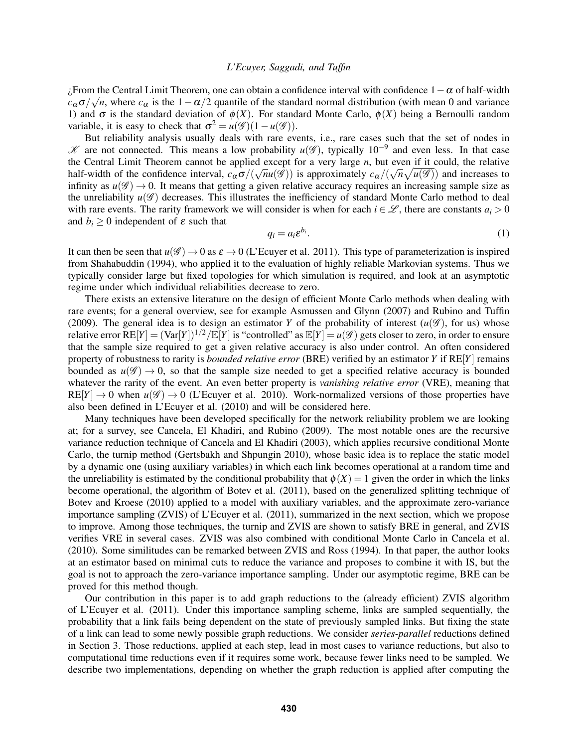¿From the Central Limit Theorem, one can obtain a confidence interval with confidence $1-\alpha$ of half-width $c_\alpha \sigma/\sqrt{n}$, where $c_\alpha$ is the $1-\alpha/2$ quantile of the standard normal distribution (with mean 0 and variance 1) and $\sigma$ is the standard deviation of $\phi(X)$. For standard Monte Carlo, $\phi(X)$ being a Bernoulli random variable, it is easy to check that $\sigma^2 = u(\mathscr{G})(1-u(\mathscr{G}))$.

But reliability analysis usually deals with rare events, i.e., rare cases such that the set of nodes in $\mathscr{K}$ are not connected. This means a low probability $u(\mathscr{G})$, typically $10^{-9}$ and even less. In that case the Central Limit Theorem cannot be applied except for a very large $n$, but even if it could, the relative half-width of the confidence interval, $c_\alpha \sigma/(\sqrt{n}u(\mathscr{G}))$ is approximately $c_\alpha/(\sqrt{n}\sqrt{u(\mathscr{G})})$ and increases to infinity as $u(\mathscr{G}) \to 0$. It means that getting a given relative accuracy requires an increasing sample size as the unreliability $u(\mathscr{G})$ decreases. This illustrates the inefficiency of standard Monte Carlo method to deal with rare events. The rarity framework we will consider is when for each $i \in \mathscr{L}$, there are constants $a_i > 0$ and $b_i \geq 0$ independent of $\varepsilon$ such that

$$q_i = a_i \varepsilon^{b_i}. \tag{1}$$

It can then be seen that $u(\mathscr{G}) \to 0$ as $\varepsilon \to 0$ (L'Ecuyer et al. 2011). This type of parameterization is inspired from Shahabuddin (1994), who applied it to the evaluation of highly reliable Markovian systems. Thus we typically consider large but fixed topologies for which simulation is required, and look at an asymptotic regime under which individual reliabilities decrease to zero.

There exists an extensive literature on the design of efficient Monte Carlo methods when dealing with rare events; for a general overview, see for example Asmussen and Glynn (2007) and Rubino and Tuffin (2009). The general idea is to design an estimator $Y$ of the probability of interest ($u(\mathscr{G})$, for us) whose relative error $\mathrm{RE}[Y] = (\mathrm{Var}[Y])^{1/2}/\mathbb{E}[Y]$ is "controlled" as $\mathbb{E}[Y] = u(\mathscr{G})$ gets closer to zero, in order to ensure that the sample size required to get a given relative accuracy is also under control. An often considered property of robustness to rarity is *bounded relative error* (BRE) verified by an estimator $Y$ if $\mathrm{RE}[Y]$ remains bounded as $u(\mathscr{G}) \to 0$, so that the sample size needed to get a specified relative accuracy is bounded whatever the rarity of the event. An even better property is *vanishing relative error* (VRE), meaning that $\mathrm{RE}[Y] \to 0$ when $u(\mathscr{G}) \to 0$ (L'Ecuyer et al. 2010). Work-normalized versions of those properties have also been defined in L'Ecuyer et al. (2010) and will be considered here.

Many techniques have been developed specifically for the network reliability problem we are looking at; for a survey, see Cancela, El Khadiri, and Rubino (2009). The most notable ones are the recursive variance reduction technique of Cancela and El Khadiri (2003), which applies recursive conditional Monte Carlo, the turnip method (Gertsbakh and Shpungin 2010), whose basic idea is to replace the static model by a dynamic one (using auxiliary variables) in which each link becomes operational at a random time and the unreliability is estimated by the conditional probability that $\phi(X) = 1$ given the order in which the links become operational, the algorithm of Botev et al. (2011), based on the generalized splitting technique of Botev and Kroese (2010) applied to a model with auxiliary variables, and the approximate zero-variance importance sampling (ZVIS) of L'Ecuyer et al. (2011), summarized in the next section, which we propose to improve. Among those techniques, the turnip and ZVIS are shown to satisfy BRE in general, and ZVIS verifies VRE in several cases. ZVIS was also combined with conditional Monte Carlo in Cancela et al. (2010). Some similitudes can be remarked between ZVIS and Ross (1994). In that paper, the author looks at an estimator based on minimal cuts to reduce the variance and proposes to combine it with IS, but the goal is not to approach the zero-variance importance sampling. Under our asymptotic regime, BRE can be proved for this method though.

Our contribution in this paper is to add graph reductions to the (already efficient) ZVIS algorithm of L'Ecuyer et al. (2011). Under this importance sampling scheme, links are sampled sequentially, the probability that a link fails being dependent on the state of previously sampled links. But fixing the state of a link can lead to some newly possible graph reductions. We consider *series-parallel* reductions defined in Section 3. Those reductions, applied at each step, lead in most cases to variance reductions, but also to computational time reductions even if it requires some work, because fewer links need to be sampled. We describe two implementations, depending on whether the graph reduction is applied after computing the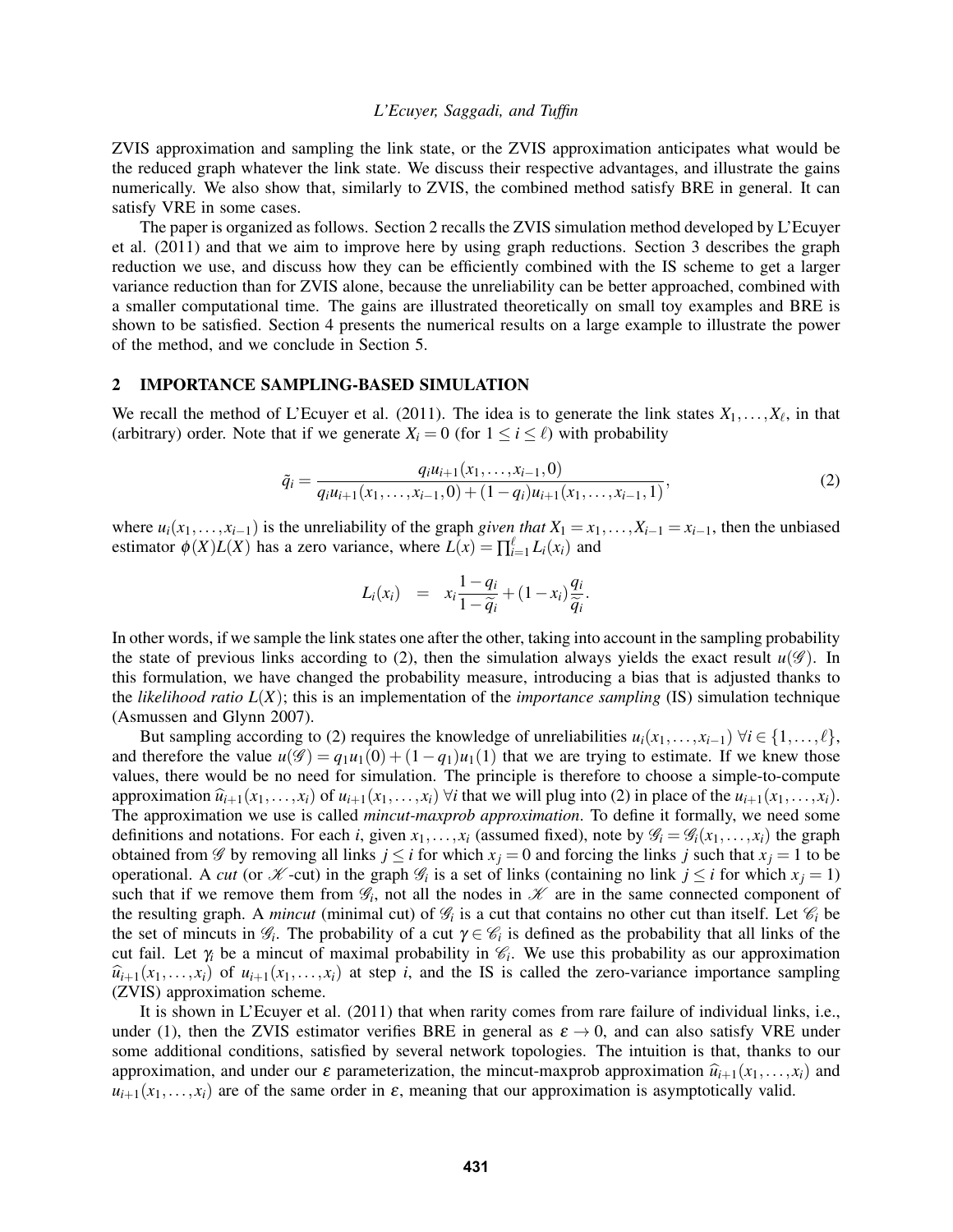ZVIS approximation and sampling the link state, or the ZVIS approximation anticipates what would be the reduced graph whatever the link state. We discuss their respective advantages, and illustrate the gains numerically. We also show that, similarly to ZVIS, the combined method satisfy BRE in general. It can satisfy VRE in some cases.

The paper is organized as follows. Section 2 recalls the ZVIS simulation method developed by L'Ecuyer et al. (2011) and that we aim to improve here by using graph reductions. Section 3 describes the graph reduction we use, and discuss how they can be efficiently combined with the IS scheme to get a larger variance reduction than for ZVIS alone, because the unreliability can be better approached, combined with a smaller computational time. The gains are illustrated theoretically on small toy examples and BRE is shown to be satisfied. Section 4 presents the numerical results on a large example to illustrate the power of the method, and we conclude in Section 5.

## 2 IMPORTANCE SAMPLING-BASED SIMULATION

We recall the method of L'Ecuyer et al. (2011). The idea is to generate the link states $X_1, \ldots, X_\ell$, in that (arbitrary) order. Note that if we generate $X_i = 0$ (for $1 \le i \le \ell$) with probability

$$\tilde{q}_i = \frac{q_i u_{i+1}(x_1, \ldots, x_{i-1}, 0)}{q_i u_{i+1}(x_1, \ldots, x_{i-1}, 0) + (1-q_i) u_{i+1}(x_1, \ldots, x_{i-1}, 1)}, \tag{2}$$

where $u_i(x_1, \ldots, x_{i-1})$ is the unreliability of the graph *given that* $X_1 = x_1, \ldots, X_{i-1} = x_{i-1}$, then the unbiased estimator $\phi(X)L(X)$ has a zero variance, where $L(x) = \prod_{i=1}^{\ell} L_i(x_i)$ and

$$L_i(x_i) \quad = \quad x_i \frac{1-q_i}{1-\tilde{q}_i} + (1-x_i)\frac{q_i}{\tilde{q}_i}.$$

In other words, if we sample the link states one after the other, taking into account in the sampling probability the state of previous links according to (2), then the simulation always yields the exact result $u(\mathscr{G})$. In this formulation, we have changed the probability measure, introducing a bias that is adjusted thanks to the *likelihood ratio* $L(X)$; this is an implementation of the *importance sampling* (IS) simulation technique (Asmussen and Glynn 2007).

But sampling according to (2) requires the knowledge of unreliabilities $u_i(x_1, \ldots, x_{i-1})$ $\forall i \in \{1, \ldots, \ell\}$, and therefore the value $u(\mathscr{G}) = q_1 u_1(0) + (1-q_1) u_1(1)$ that we are trying to estimate. If we knew those values, there would be no need for simulation. The principle is therefore to choose a simple-to-compute approximation $\widehat{u}_{i+1}(x_1, \ldots, x_i)$ of $u_{i+1}(x_1, \ldots, x_i)$ $\forall i$ that we will plug into (2) in place of the $u_{i+1}(x_1, \ldots, x_i)$. The approximation we use is called *mincut-maxprob approximation*. To define it formally, we need some definitions and notations. For each $i$, given $x_1, \ldots, x_i$ (assumed fixed), note by $\mathscr{G}_i = \mathscr{G}_i(x_1, \ldots, x_i)$ the graph obtained from $\mathscr{G}$ by removing all links $j \le i$ for which $x_j = 0$ and forcing the links $j$ such that $x_j = 1$ to be operational. A *cut* (or $\mathscr{K}$-cut) in the graph $\mathscr{G}_i$ is a set of links (containing no link $j \le i$ for which $x_j = 1$) such that if we remove them from $\mathscr{G}_i$, not all the nodes in $\mathscr{K}$ are in the same connected component of the resulting graph. A *mincut* (minimal cut) of $\mathscr{G}_i$ is a cut that contains no other cut than itself. Let $\mathscr{C}_i$ be the set of mincuts in $\mathscr{G}_i$. The probability of a cut $\gamma \in \mathscr{C}_i$ is defined as the probability that all links of the cut fail. Let $\gamma_i$ be a mincut of maximal probability in $\mathscr{C}_i$. We use this probability as our approximation $\widehat{u}_{i+1}(x_1, \ldots, x_i)$ of $u_{i+1}(x_1, \ldots, x_i)$ at step $i$, and the IS is called the zero-variance importance sampling (ZVIS) approximation scheme.

It is shown in L'Ecuyer et al. (2011) that when rarity comes from rare failure of individual links, i.e., under (1), then the ZVIS estimator verifies BRE in general as $\varepsilon \to 0$, and can also satisfy VRE under some additional conditions, satisfied by several network topologies. The intuition is that, thanks to our approximation, and under our $\varepsilon$ parameterization, the mincut-maxprob approximation $\widehat{u}_{i+1}(x_1, \ldots, x_i)$ and $u_{i+1}(x_1, \ldots, x_i)$ are of the same order in $\varepsilon$, meaning that our approximation is asymptotically valid.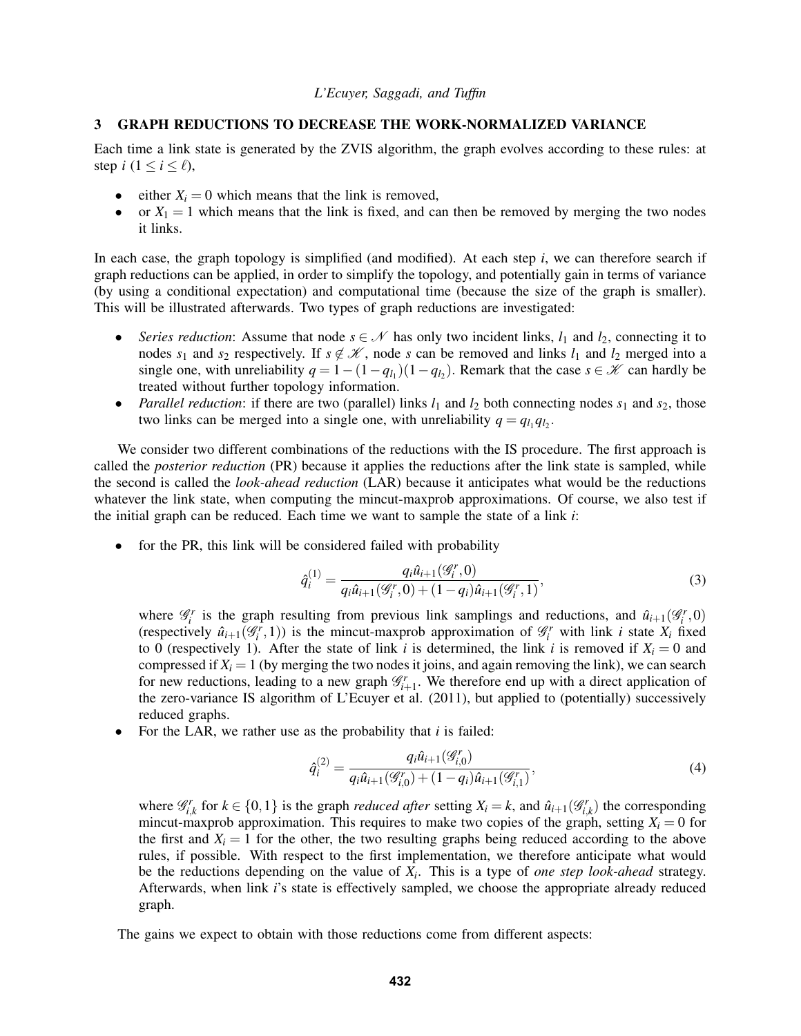## 3 GRAPH REDUCTIONS TO DECREASE THE WORK-NORMALIZED VARIANCE

Each time a link state is generated by the ZVIS algorithm, the graph evolves according to these rules: at step $i$ ($1 \leq i \leq \ell$),

- either $X_i = 0$ which means that the link is removed,
- or $X_1 = 1$ which means that the link is fixed, and can then be removed by merging the two nodes it links.

In each case, the graph topology is simplified (and modified). At each step $i$, we can therefore search if graph reductions can be applied, in order to simplify the topology, and potentially gain in terms of variance (by using a conditional expectation) and computational time (because the size of the graph is smaller). This will be illustrated afterwards. Two types of graph reductions are investigated:

- *Series reduction*: Assume that node $s \in \mathscr{N}$ has only two incident links, $l_1$ and $l_2$, connecting it to nodes $s_1$ and $s_2$ respectively. If $s \notin \mathscr{K}$, node $s$ can be removed and links $l_1$ and $l_2$ merged into a single one, with unreliability $q = 1-(1-q_{l_1})(1-q_{l_2})$. Remark that the case $s \in \mathscr{K}$ can hardly be treated without further topology information.
- *Parallel reduction*: if there are two (parallel) links $l_1$ and $l_2$ both connecting nodes $s_1$ and $s_2$, those two links can be merged into a single one, with unreliability $q = q_{l_1} q_{l_2}$.

We consider two different combinations of the reductions with the IS procedure. The first approach is called the *posterior reduction* (PR) because it applies the reductions after the link state is sampled, while the second is called the *look-ahead reduction* (LAR) because it anticipates what would be the reductions whatever the link state, when computing the mincut-maxprob approximations. Of course, we also test if the initial graph can be reduced. Each time we want to sample the state of a link $i$:

- for the PR, this link will be considered failed with probability

$$\hat{q}_i^{(1)} = \frac{q_i \hat{u}_{i+1}(\mathscr{G}_i^r, 0)}{q_i \hat{u}_{i+1}(\mathscr{G}_i^r, 0) + (1-q_i)\hat{u}_{i+1}(\mathscr{G}_i^r, 1)}, \tag{3}$$

  where $\mathscr{G}_i^r$ is the graph resulting from previous link samplings and reductions, and $\hat{u}_{i+1}(\mathscr{G}_i^r, 0)$ (respectively $\hat{u}_{i+1}(\mathscr{G}_i^r, 1)$) is the mincut-maxprob approximation of $\mathscr{G}_i^r$ with link $i$ state $X_i$ fixed to 0 (respectively 1). After the state of link $i$ is determined, the link $i$ is removed if $X_i = 0$ and compressed if $X_i = 1$ (by merging the two nodes it joins, and again removing the link), we can search for new reductions, leading to a new graph $\mathscr{G}_{i+1}^r$. We therefore end up with a direct application of the zero-variance IS algorithm of L'Ecuyer et al. (2011), but applied to (potentially) successively reduced graphs.
- For the LAR, we rather use as the probability that $i$ is failed:

$$\hat{q}_i^{(2)} = \frac{q_i \hat{u}_{i+1}(\mathscr{G}_{i,0}^r)}{q_i \hat{u}_{i+1}(\mathscr{G}_{i,0}^r) + (1-q_i)\hat{u}_{i+1}(\mathscr{G}_{i,1}^r)}, \tag{4}$$

  where $\mathscr{G}_{i,k}^r$ for $k \in \{0,1\}$ is the graph *reduced after* setting $X_i = k$, and $\hat{u}_{i+1}(\mathscr{G}_{i,k}^r)$ the corresponding mincut-maxprob approximation. This requires to make two copies of the graph, setting $X_i = 0$ for the first and $X_i = 1$ for the other, the two resulting graphs being reduced according to the above rules, if possible. With respect to the first implementation, we therefore anticipate what would be the reductions depending on the value of $X_i$. This is a type of *one step look-ahead* strategy. Afterwards, when link $i$'s state is effectively sampled, we choose the appropriate already reduced graph.

The gains we expect to obtain with those reductions come from different aspects: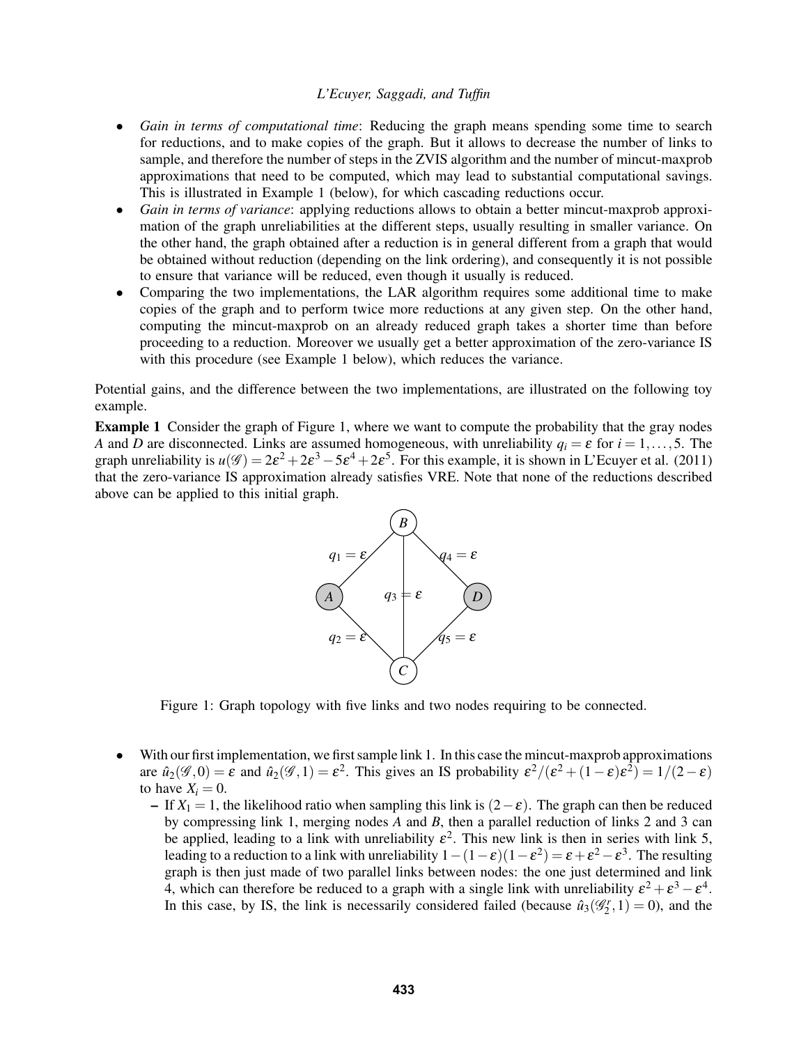- *Gain in terms of computational time*: Reducing the graph means spending some time to search for reductions, and to make copies of the graph. But it allows to decrease the number of links to sample, and therefore the number of steps in the ZVIS algorithm and the number of mincut-maxprob approximations that need to be computed, which may lead to substantial computational savings. This is illustrated in Example 1 (below), for which cascading reductions occur.
- *Gain in terms of variance*: applying reductions allows to obtain a better mincut-maxprob approximation of the graph unreliabilities at the different steps, usually resulting in smaller variance. On the other hand, the graph obtained after a reduction is in general different from a graph that would be obtained without reduction (depending on the link ordering), and consequently it is not possible to ensure that variance will be reduced, even though it usually is reduced.
- Comparing the two implementations, the LAR algorithm requires some additional time to make copies of the graph and to perform twice more reductions at any given step. On the other hand, computing the mincut-maxprob on an already reduced graph takes a shorter time than before proceeding to a reduction. Moreover we usually get a better approximation of the zero-variance IS with this procedure (see Example 1 below), which reduces the variance.

Potential gains, and the difference between the two implementations, are illustrated on the following toy example.

**Example 1** Consider the graph of Figure 1, where we want to compute the probability that the gray nodes $A$ and $D$ are disconnected. Links are assumed homogeneous, with unreliability $q_i = \varepsilon$ for $i = 1, \ldots, 5$. The graph unreliability is $u(\mathscr{G}) = 2\varepsilon^2 + 2\varepsilon^3 - 5\varepsilon^4 + 2\varepsilon^5$. For this example, it is shown in L'Ecuyer et al. (2011) that the zero-variance IS approximation already satisfies VRE. Note that none of the reductions described above can be applied to this initial graph.

Figure 1: Graph topology with five links and two nodes requiring to be connected.

- With our first implementation, we first sample link 1. In this case the mincut-maxprob approximations are $\hat{u}_2(\mathscr{G}, 0) = \varepsilon$ and $\hat{u}_2(\mathscr{G}, 1) = \varepsilon^2$. This gives an IS probability $\varepsilon^2/(\varepsilon^2 + (1-\varepsilon)\varepsilon^2) = 1/(2-\varepsilon)$ to have $X_i = 0$.
  - If $X_1 = 1$, the likelihood ratio when sampling this link is $(2-\varepsilon)$. The graph can then be reduced by compressing link 1, merging nodes $A$ and $B$, then a parallel reduction of links 2 and 3 can be applied, leading to a link with unreliability $\varepsilon^2$. This new link is then in series with link 5, leading to a reduction to a link with unreliability $1-(1-\varepsilon)(1-\varepsilon^2) = \varepsilon + \varepsilon^2 - \varepsilon^3$. The resulting graph is then just made of two parallel links between nodes: the one just determined and link 4, which can therefore be reduced to a graph with a single link with unreliability $\varepsilon^2 + \varepsilon^3 - \varepsilon^4$. In this case, by IS, the link is necessarily considered failed (because $\hat{u}_3(\mathscr{G}_2^r, 1) = 0$), and the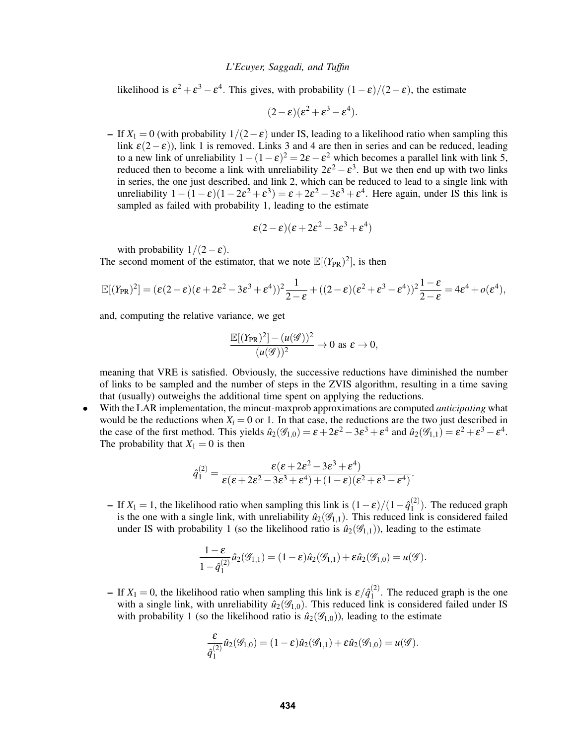likelihood is $\varepsilon^2+\varepsilon^3-\varepsilon^4$. This gives, with probability $(1-\varepsilon)/(2-\varepsilon)$, the estimate

$$(2-\varepsilon)(\varepsilon^2+\varepsilon^3-\varepsilon^4).$$

  - If $X_1 = 0$ (with probability $1/(2-\varepsilon)$ under IS, leading to a likelihood ratio when sampling this link $\varepsilon(2-\varepsilon)$), link 1 is removed. Links 3 and 4 are then in series and can be reduced, leading to a new link of unreliability $1-(1-\varepsilon)^2 = 2\varepsilon-\varepsilon^2$ which becomes a parallel link with link 5, reduced then to become a link with unreliability $2\varepsilon^2-\varepsilon^3$. But we then end up with two links in series, the one just described, and link 2, which can be reduced to lead to a single link with unreliability $1-(1-\varepsilon)(1-2\varepsilon^2+\varepsilon^3) = \varepsilon+2\varepsilon^2-3\varepsilon^3+\varepsilon^4$. Here again, under IS this link is sampled as failed with probability 1, leading to the estimate

$$\varepsilon(2-\varepsilon)(\varepsilon+2\varepsilon^2-3\varepsilon^3+\varepsilon^4)$$

  with probability $1/(2-\varepsilon)$.

  The second moment of the estimator, that we note $\mathbb{E}[(Y_{\text{PR}})^2]$, is then

$$\mathbb{E}[(Y_{\text{PR}})^2] = (\varepsilon(2-\varepsilon)(\varepsilon+2\varepsilon^2-3\varepsilon^3+\varepsilon^4))^2\frac{1}{2-\varepsilon}+((2-\varepsilon)(\varepsilon^2+\varepsilon^3-\varepsilon^4))^2\frac{1-\varepsilon}{2-\varepsilon} = 4\varepsilon^4+o(\varepsilon^4),$$

  and, computing the relative variance, we get

$$\frac{\mathbb{E}[(Y_{\text{PR}})^2]-(u(\mathscr{G}))^2}{(u(\mathscr{G}))^2} \to 0 \text{ as } \varepsilon \to 0,$$

  meaning that VRE is satisfied. Obviously, the successive reductions have diminished the number of links to be sampled and the number of steps in the ZVIS algorithm, resulting in a time saving that (usually) outweighs the additional time spent on applying the reductions.

- With the LAR implementation, the mincut-maxprob approximations are computed *anticipating* what would be the reductions when $X_i = 0$ or 1. In that case, the reductions are the two just described in the case of the first method. This yields $\hat{u}_2(\mathscr{G}_{1,0}) = \varepsilon+2\varepsilon^2-3\varepsilon^3+\varepsilon^4$ and $\hat{u}_2(\mathscr{G}_{1,1}) = \varepsilon^2+\varepsilon^3-\varepsilon^4$. The probability that $X_1 = 0$ is then

$$\hat{q}_1^{(2)} = \frac{\varepsilon(\varepsilon+2\varepsilon^2-3\varepsilon^3+\varepsilon^4)}{\varepsilon(\varepsilon+2\varepsilon^2-3\varepsilon^3+\varepsilon^4)+(1-\varepsilon)(\varepsilon^2+\varepsilon^3-\varepsilon^4)}.$$

  - If $X_1 = 1$, the likelihood ratio when sampling this link is $(1-\varepsilon)/(1-\hat{q}_1^{(2)})$. The reduced graph is the one with a single link, with unreliability $\hat{u}_2(\mathscr{G}_{1,1})$. This reduced link is considered failed under IS with probability 1 (so the likelihood ratio is $\hat{u}_2(\mathscr{G}_{1,1})$), leading to the estimate

$$\frac{1-\varepsilon}{1-\hat{q}_1^{(2)}}\hat{u}_2(\mathscr{G}_{1,1}) = (1-\varepsilon)\hat{u}_2(\mathscr{G}_{1,1})+\varepsilon\hat{u}_2(\mathscr{G}_{1,0}) = u(\mathscr{G}).$$

  - If $X_1 = 0$, the likelihood ratio when sampling this link is $\varepsilon/\hat{q}_1^{(2)}$. The reduced graph is the one with a single link, with unreliability $\hat{u}_2(\mathscr{G}_{1,0})$. This reduced link is considered failed under IS with probability 1 (so the likelihood ratio is $\hat{u}_2(\mathscr{G}_{1,0})$), leading to the estimate

$$\frac{\varepsilon}{\hat{q}_1^{(2)}}\hat{u}_2(\mathscr{G}_{1,0}) = (1-\varepsilon)\hat{u}_2(\mathscr{G}_{1,1})+\varepsilon\hat{u}_2(\mathscr{G}_{1,0}) = u(\mathscr{G}).$$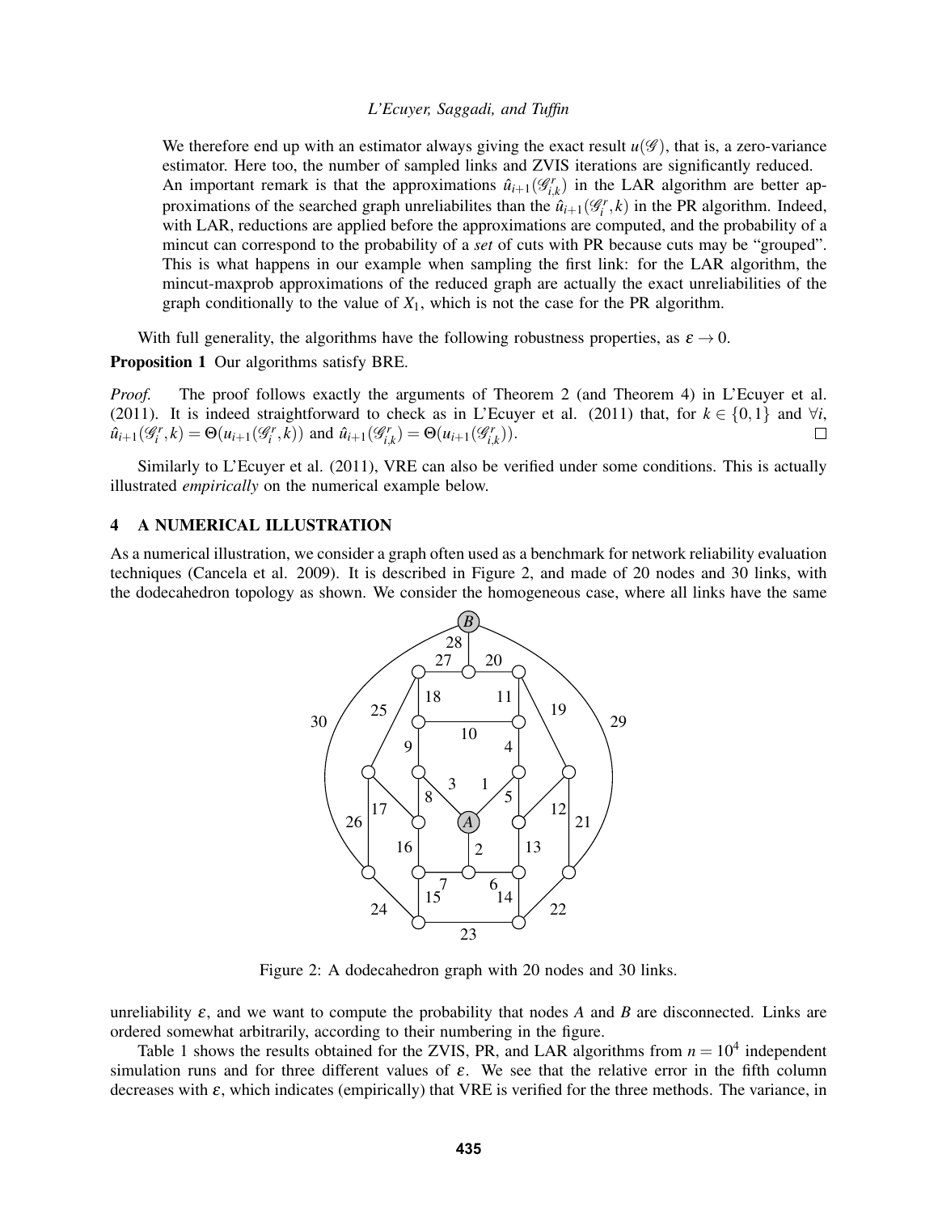We therefore end up with an estimator always giving the exact result $u(\mathscr{G})$, that is, a zero-variance estimator. Here too, the number of sampled links and ZVIS iterations are significantly reduced. An important remark is that the approximations $\hat{u}_{i+1}(\mathscr{G}^r_{i,k})$ in the LAR algorithm are better approximations of the searched graph unreliabilites than the $\hat{u}_{i+1}(\mathscr{G}^r_i, k)$ in the PR algorithm. Indeed, with LAR, reductions are applied before the approximations are computed, and the probability of a mincut can correspond to the probability of a *set* of cuts with PR because cuts may be "grouped". This is what happens in our example when sampling the first link: for the LAR algorithm, the mincut-maxprob approximations of the reduced graph are actually the exact unreliabilities of the graph conditionally to the value of $X_1$, which is not the case for the PR algorithm.

With full generality, the algorithms have the following robustness properties, as $\varepsilon \to 0$.

**Proposition 1** Our algorithms satisfy BRE.

*Proof.* The proof follows exactly the arguments of Theorem 2 (and Theorem 4) in L'Ecuyer et al. (2011). It is indeed straightforward to check as in L'Ecuyer et al. (2011) that, for $k \in \{0,1\}$ and $\forall i$, $\hat{u}_{i+1}(\mathscr{G}^r_i, k) = \Theta(u_{i+1}(\mathscr{G}^r_i, k))$ and $\hat{u}_{i+1}(\mathscr{G}^r_{i,k}) = \Theta(u_{i+1}(\mathscr{G}^r_{i,k}))$. □

Similarly to L'Ecuyer et al. (2011), VRE can also be verified under some conditions. This is actually illustrated *empirically* on the numerical example below.

## 4 A NUMERICAL ILLUSTRATION

As a numerical illustration, we consider a graph often used as a benchmark for network reliability evaluation techniques (Cancela et al. 2009). It is described in Figure 2, and made of 20 nodes and 30 links, with the dodecahedron topology as shown. We consider the homogeneous case, where all links have the same unreliability $\varepsilon$, and we want to compute the probability that nodes $A$ and $B$ are disconnected. Links are ordered somewhat arbitrarily, according to their numbering in the figure.

Figure 2: A dodecahedron graph with 20 nodes and 30 links.

Table 1 shows the results obtained for the ZVIS, PR, and LAR algorithms from $n = 10^4$ independent simulation runs and for three different values of $\varepsilon$. We see that the relative error in the fifth column decreases with $\varepsilon$, which indicates (empirically) that VRE is verified for the three methods. The variance, in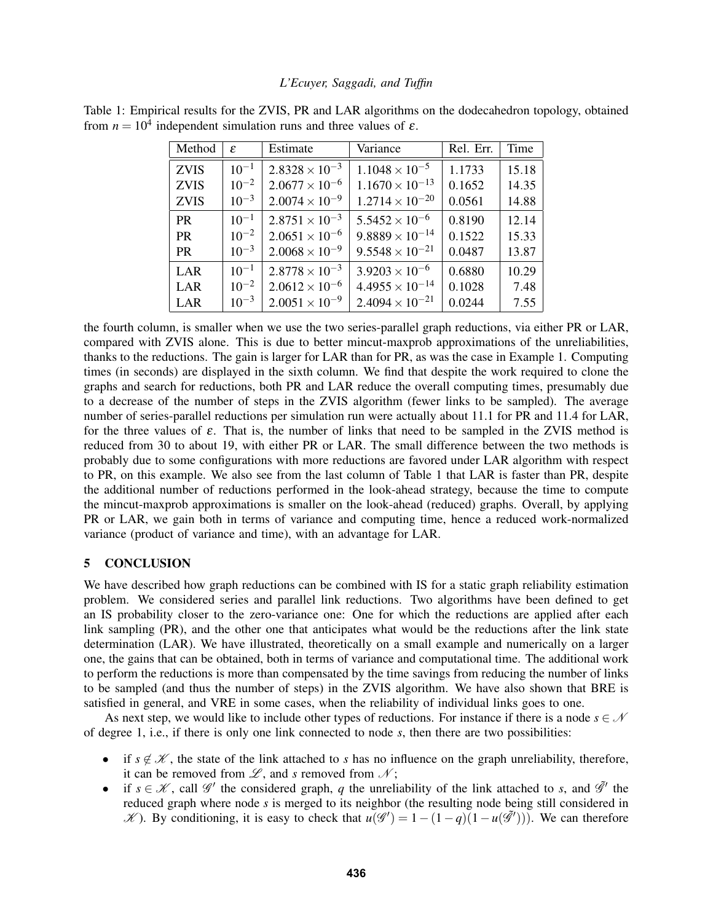Table 1: Empirical results for the ZVIS, PR and LAR algorithms on the dodecahedron topology, obtained from $n = 10^4$ independent simulation runs and three values of $\varepsilon$.

| Method | $\varepsilon$ | Estimate | Variance | Rel. Err. | Time |
|---|---|---|---|---|---|
| ZVIS | $10^{-1}$ | $2.8328 \times 10^{-3}$ | $1.1048 \times 10^{-5}$ | 1.1733 | 15.18 |
| ZVIS | $10^{-2}$ | $2.0677 \times 10^{-6}$ | $1.1670 \times 10^{-13}$ | 0.1652 | 14.35 |
| ZVIS | $10^{-3}$ | $2.0074 \times 10^{-9}$ | $1.2714 \times 10^{-20}$ | 0.0561 | 14.88 |
| PR | $10^{-1}$ | $2.8751 \times 10^{-3}$ | $5.5452 \times 10^{-6}$ | 0.8190 | 12.14 |
| PR | $10^{-2}$ | $2.0651 \times 10^{-6}$ | $9.8889 \times 10^{-14}$ | 0.1522 | 15.33 |
| PR | $10^{-3}$ | $2.0068 \times 10^{-9}$ | $9.5548 \times 10^{-21}$ | 0.0487 | 13.87 |
| LAR | $10^{-1}$ | $2.8778 \times 10^{-3}$ | $3.9203 \times 10^{-6}$ | 0.6880 | 10.29 |
| LAR | $10^{-2}$ | $2.0612 \times 10^{-6}$ | $4.4955 \times 10^{-14}$ | 0.1028 | 7.48 |
| LAR | $10^{-3}$ | $2.0051 \times 10^{-9}$ | $2.4094 \times 10^{-21}$ | 0.0244 | 7.55 |

the fourth column, is smaller when we use the two series-parallel graph reductions, via either PR or LAR, compared with ZVIS alone. This is due to better mincut-maxprob approximations of the unreliabilities, thanks to the reductions. The gain is larger for LAR than for PR, as was the case in Example 1. Computing times (in seconds) are displayed in the sixth column. We find that despite the work required to clone the graphs and search for reductions, both PR and LAR reduce the overall computing times, presumably due to a decrease of the number of steps in the ZVIS algorithm (fewer links to be sampled). The average number of series-parallel reductions per simulation run were actually about 11.1 for PR and 11.4 for LAR, for the three values of $\varepsilon$. That is, the number of links that need to be sampled in the ZVIS method is reduced from 30 to about 19, with either PR or LAR. The small difference between the two methods is probably due to some configurations with more reductions are favored under LAR algorithm with respect to PR, on this example. We also see from the last column of Table 1 that LAR is faster than PR, despite the additional number of reductions performed in the look-ahead strategy, because the time to compute the mincut-maxprob approximations is smaller on the look-ahead (reduced) graphs. Overall, by applying PR or LAR, we gain both in terms of variance and computing time, hence a reduced work-normalized variance (product of variance and time), with an advantage for LAR.

## 5 CONCLUSION

We have described how graph reductions can be combined with IS for a static graph reliability estimation problem. We considered series and parallel link reductions. Two algorithms have been defined to get an IS probability closer to the zero-variance one: One for which the reductions are applied after each link sampling (PR), and the other one that anticipates what would be the reductions after the link state determination (LAR). We have illustrated, theoretically on a small example and numerically on a larger one, the gains that can be obtained, both in terms of variance and computational time. The additional work to perform the reductions is more than compensated by the time savings from reducing the number of links to be sampled (and thus the number of steps) in the ZVIS algorithm. We have also shown that BRE is satisfied in general, and VRE in some cases, when the reliability of individual links goes to one.

As next step, we would like to include other types of reductions. For instance if there is a node $s \in \mathscr{N}$ of degree 1, i.e., if there is only one link connected to node $s$, then there are two possibilities:

- if $s \notin \mathscr{K}$, the state of the link attached to $s$ has no influence on the graph unreliability, therefore, it can be removed from $\mathscr{L}$, and $s$ removed from $\mathscr{N}$;
- if $s \in \mathscr{K}$, call $\mathscr{G}'$ the considered graph, $q$ the unreliability of the link attached to $s$, and $\tilde{\mathscr{G}}'$ the reduced graph where node $s$ is merged to its neighbor (the resulting node being still considered in $\mathscr{K}$). By conditioning, it is easy to check that $u(\mathscr{G}') = 1 - (1-q)(1 - u(\tilde{\mathscr{G}}'))$. We can therefore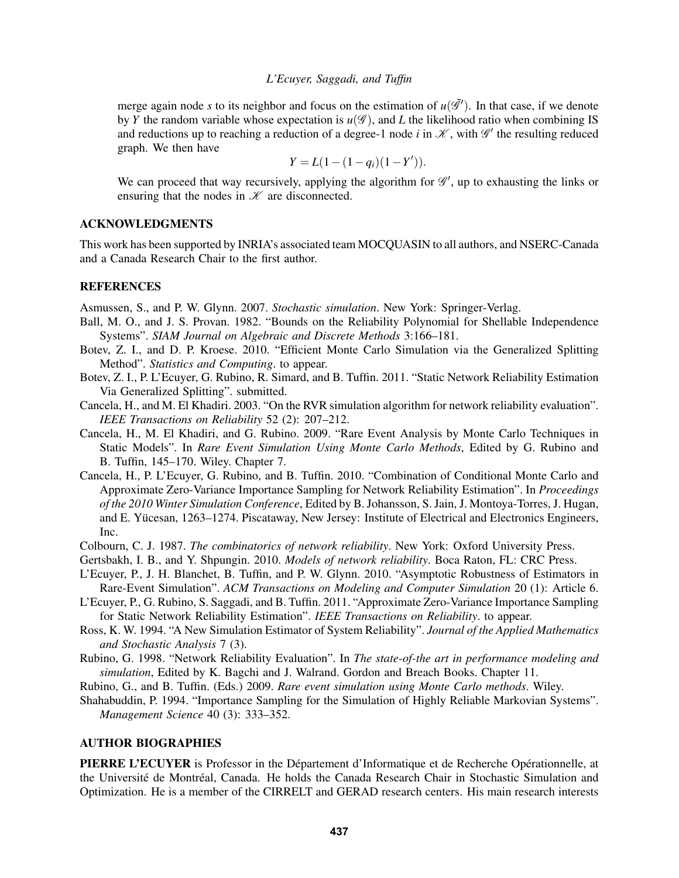merge again node $s$ to its neighbor and focus on the estimation of $u(\tilde{\mathscr{G}}')$. In that case, if we denote by $Y$ the random variable whose expectation is $u(\mathscr{G})$, and $L$ the likelihood ratio when combining IS and reductions up to reaching a reduction of a degree-1 node $i$ in $\mathscr{K}$, with $\mathscr{G}'$ the resulting reduced graph. We then have

$$Y = L(1-(1-q_i)(1-Y')).$$

We can proceed that way recursively, applying the algorithm for $\mathscr{G}'$, up to exhausting the links or ensuring that the nodes in $\mathscr{K}$ are disconnected.

## ACKNOWLEDGMENTS

This work has been supported by INRIA's associated team MOCQUASIN to all authors, and NSERC-Canada and a Canada Research Chair to the first author.

## REFERENCES

Asmussen, S., and P. W. Glynn. 2007. *Stochastic simulation*. New York: Springer-Verlag.

Ball, M. O., and J. S. Provan. 1982. "Bounds on the Reliability Polynomial for Shellable Independence Systems". *SIAM Journal on Algebraic and Discrete Methods* 3:166–181.

Botev, Z. I., and D. P. Kroese. 2010. "Efficient Monte Carlo Simulation via the Generalized Splitting Method". *Statistics and Computing*. to appear.

Botev, Z. I., P. L'Ecuyer, G. Rubino, R. Simard, and B. Tuffin. 2011. "Static Network Reliability Estimation Via Generalized Splitting". submitted.

Cancela, H., and M. El Khadiri. 2003. "On the RVR simulation algorithm for network reliability evaluation". *IEEE Transactions on Reliability* 52 (2): 207–212.

Cancela, H., M. El Khadiri, and G. Rubino. 2009. "Rare Event Analysis by Monte Carlo Techniques in Static Models". In *Rare Event Simulation Using Monte Carlo Methods*, Edited by G. Rubino and B. Tuffin, 145–170. Wiley. Chapter 7.

Cancela, H., P. L'Ecuyer, G. Rubino, and B. Tuffin. 2010. "Combination of Conditional Monte Carlo and Approximate Zero-Variance Importance Sampling for Network Reliability Estimation". In *Proceedings of the 2010 Winter Simulation Conference*, Edited by B. Johansson, S. Jain, J. Montoya-Torres, J. Hugan, and E. Yücesan, 1263–1274. Piscataway, New Jersey: Institute of Electrical and Electronics Engineers, Inc.

Colbourn, C. J. 1987. *The combinatorics of network reliability*. New York: Oxford University Press.

Gertsbakh, I. B., and Y. Shpungin. 2010. *Models of network reliability*. Boca Raton, FL: CRC Press.

L'Ecuyer, P., J. H. Blanchet, B. Tuffin, and P. W. Glynn. 2010. "Asymptotic Robustness of Estimators in Rare-Event Simulation". *ACM Transactions on Modeling and Computer Simulation* 20 (1): Article 6.

L'Ecuyer, P., G. Rubino, S. Saggadi, and B. Tuffin. 2011. "Approximate Zero-Variance Importance Sampling for Static Network Reliability Estimation". *IEEE Transactions on Reliability*. to appear.

Ross, K. W. 1994. "A New Simulation Estimator of System Reliability". *Journal of the Applied Mathematics and Stochastic Analysis* 7 (3).

Rubino, G. 1998. "Network Reliability Evaluation". In *The state-of-the art in performance modeling and simulation*, Edited by K. Bagchi and J. Walrand. Gordon and Breach Books. Chapter 11.

Rubino, G., and B. Tuffin. (Eds.) 2009. *Rare event simulation using Monte Carlo methods*. Wiley.

Shahabuddin, P. 1994. "Importance Sampling for the Simulation of Highly Reliable Markovian Systems". *Management Science* 40 (3): 333–352.

## AUTHOR BIOGRAPHIES

**PIERRE L'ECUYER** is Professor in the Département d'Informatique et de Recherche Opérationnelle, at the Université de Montréal, Canada. He holds the Canada Research Chair in Stochastic Simulation and Optimization. He is a member of the CIRRELT and GERAD research centers. His main research interests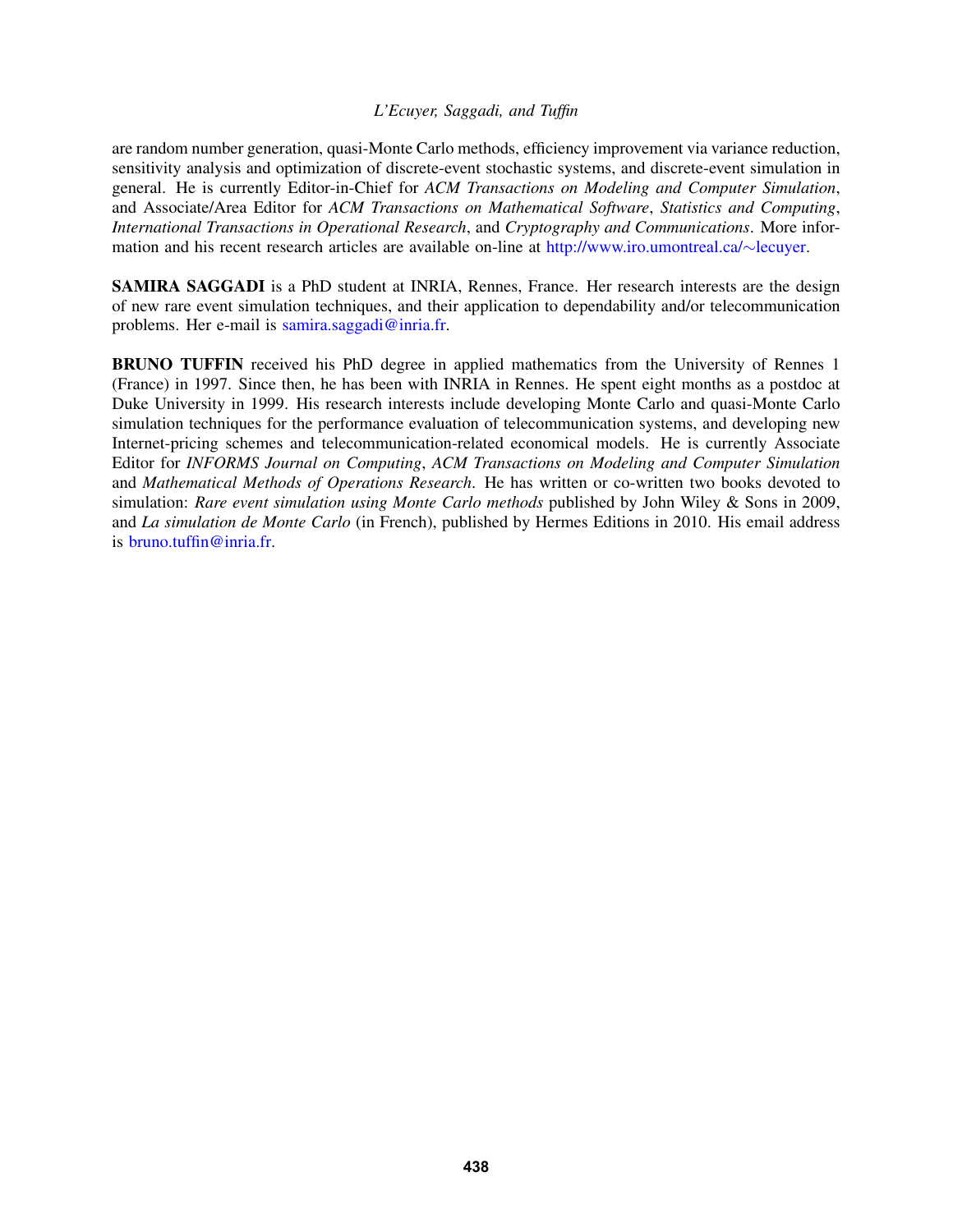are random number generation, quasi-Monte Carlo methods, efficiency improvement via variance reduction, sensitivity analysis and optimization of discrete-event stochastic systems, and discrete-event simulation in general. He is currently Editor-in-Chief for *ACM Transactions on Modeling and Computer Simulation*, and Associate/Area Editor for *ACM Transactions on Mathematical Software*, *Statistics and Computing*, *International Transactions in Operational Research*, and *Cryptography and Communications*. More information and his recent research articles are available on-line at http://www.iro.umontreal.ca/∼lecuyer.

**SAMIRA SAGGADI** is a PhD student at INRIA, Rennes, France. Her research interests are the design of new rare event simulation techniques, and their application to dependability and/or telecommunication problems. Her e-mail is samira.saggadi@inria.fr.

**BRUNO TUFFIN** received his PhD degree in applied mathematics from the University of Rennes 1 (France) in 1997. Since then, he has been with INRIA in Rennes. He spent eight months as a postdoc at Duke University in 1999. His research interests include developing Monte Carlo and quasi-Monte Carlo simulation techniques for the performance evaluation of telecommunication systems, and developing new Internet-pricing schemes and telecommunication-related economical models. He is currently Associate Editor for *INFORMS Journal on Computing*, *ACM Transactions on Modeling and Computer Simulation* and *Mathematical Methods of Operations Research*. He has written or co-written two books devoted to simulation: *Rare event simulation using Monte Carlo methods* published by John Wiley & Sons in 2009, and *La simulation de Monte Carlo* (in French), published by Hermes Editions in 2010. His email address is bruno.tuffin@inria.fr.